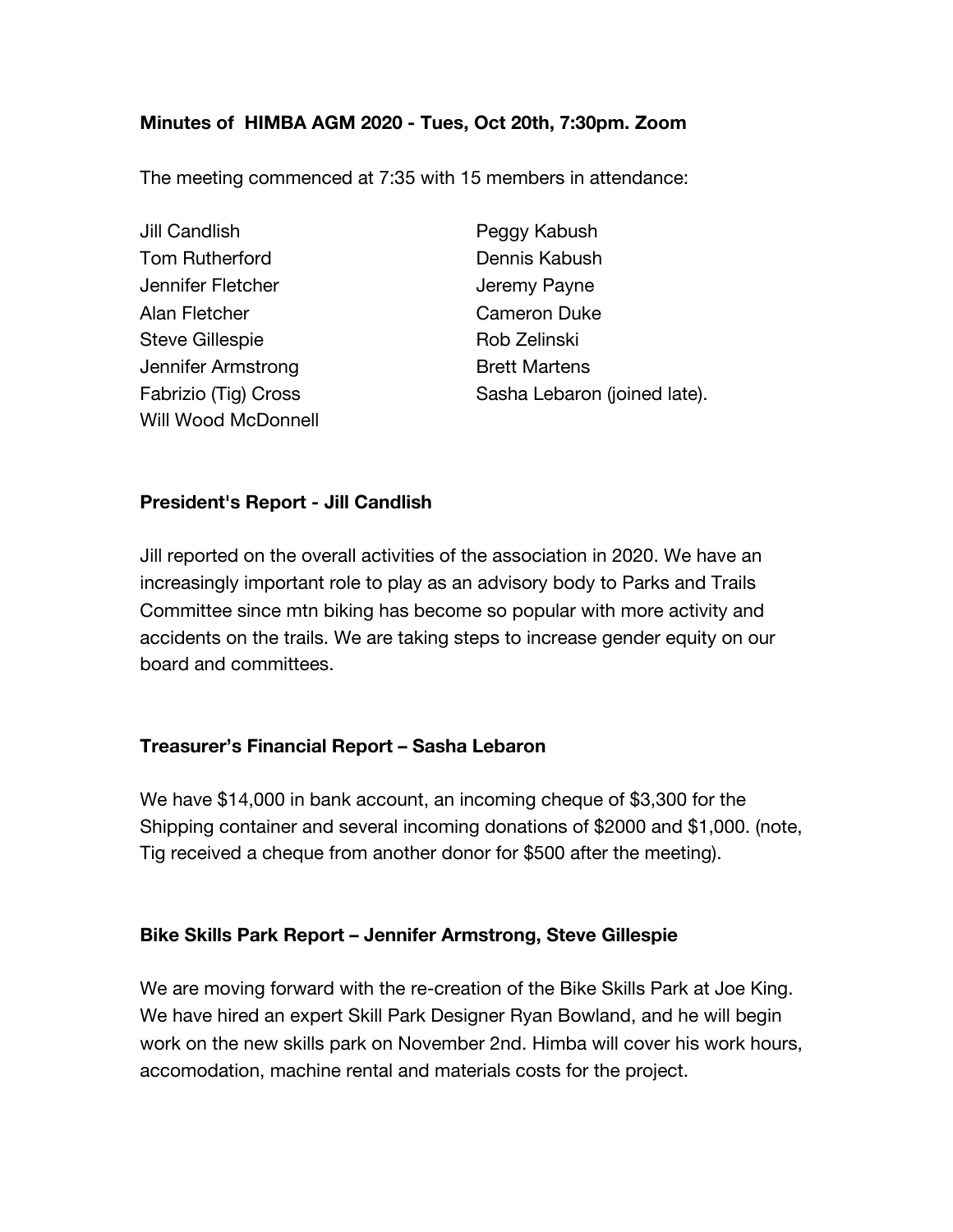**Minutes of HIMBA AGM 2020 - Tues, Oct 20th, 7:30pm. Zoom**

The meeting commenced at 7:35 with 15 members in attendance:

- Jill Candlish
- Tom Rutherford
- Jennifer Fletcher
- Alan Fletcher
- Steve Gillespie
- Jennifer Armstrong
- Fabrizio (Tig) Cross
- Will Wood McDonnell
- Peggy Kabush
- Dennis Kabush
- Jeremy Payne
- Cameron Duke
- Rob Zelinski
- Brett Martens
- Sasha Lebaron (joined late).

**President's Report - Jill Candlish**

Jill reported on the overall activities of the association in 2020. We have an increasingly important role to play as an advisory body to Parks and Trails Committee since mtn biking has become so popular with more activity and accidents on the trails. We are taking steps to increase gender equity on our board and committees.

**Treasurer's Financial Report – Sasha Lebaron**

We have $14,000 in bank account, an incoming cheque of $3,300 for the Shipping container and several incoming donations of $2000 and $1,000. (note, Tig received a cheque from another donor for $500 after the meeting).

**Bike Skills Park Report – Jennifer Armstrong, Steve Gillespie**

We are moving forward with the re-creation of the Bike Skills Park at Joe King. We have hired an expert Skill Park Designer Ryan Bowland, and he will begin work on the new skills park on November 2nd. Himba will cover his work hours, accomodation, machine rental and materials costs for the project.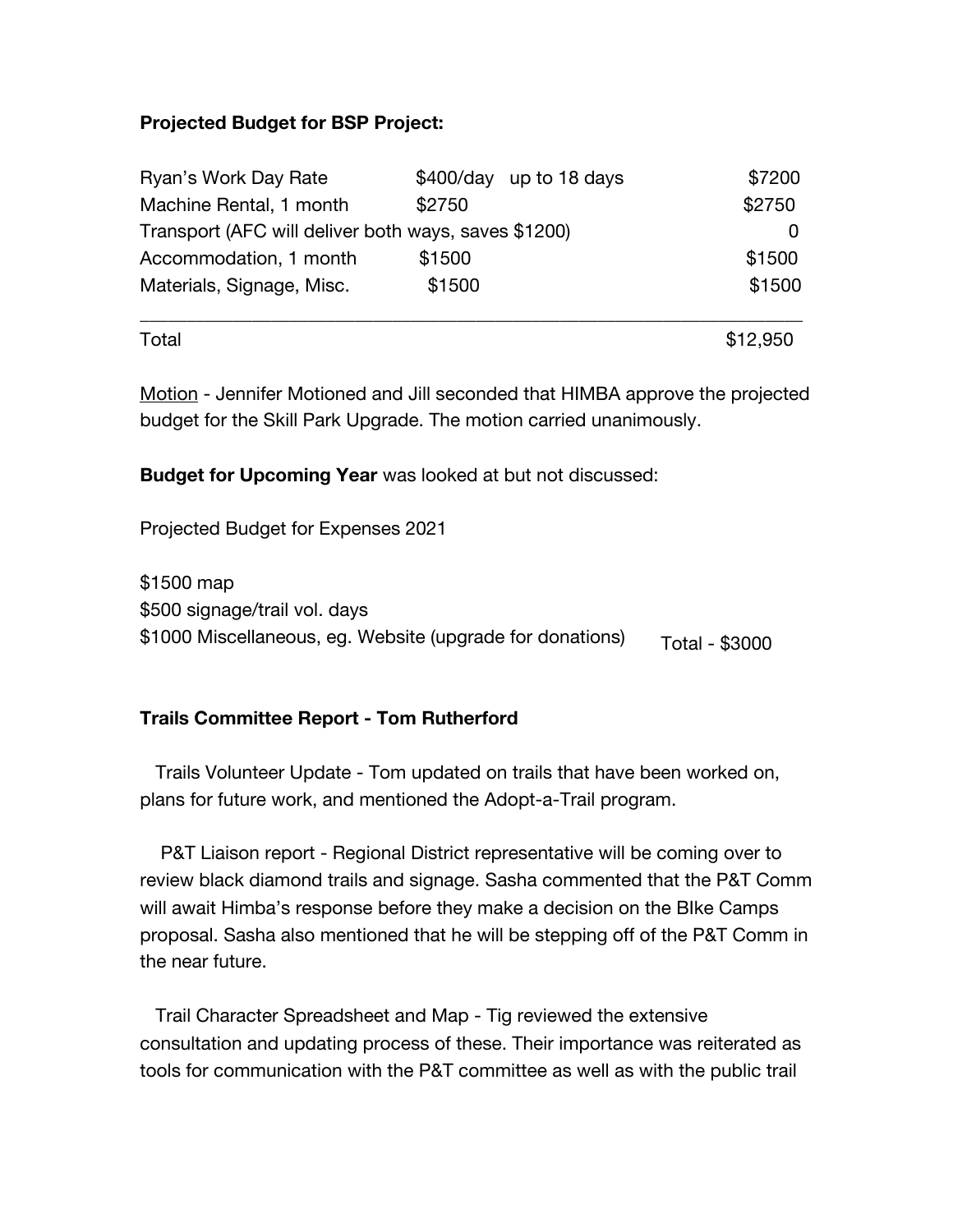**Projected Budget for BSP Project:**

| | | |
|---|---|---|
| Ryan's Work Day Rate | $400/day up to 18 days | $7200 |
| Machine Rental, 1 month | $2750 | $2750 |
| Transport (AFC will deliver both ways, saves $1200) | | 0 |
| Accommodation, 1 month | $1500 | $1500 |
| Materials, Signage, Misc. | $1500 | $1500 |
| Total | | $12,950 |

<u>Motion</u> - Jennifer Motioned and Jill seconded that HIMBA approve the projected budget for the Skill Park Upgrade. The motion carried unanimously.

**Budget for Upcoming Year** was looked at but not discussed:

Projected Budget for Expenses 2021

$1500 map
$500 signage/trail vol. days
$1000 Miscellaneous, eg. Website (upgrade for donations) Total - $3000

**Trails Committee Report - Tom Rutherford**

Trails Volunteer Update - Tom updated on trails that have been worked on, plans for future work, and mentioned the Adopt-a-Trail program.

P&T Liaison report - Regional District representative will be coming over to review black diamond trails and signage. Sasha commented that the P&T Comm will await Himba's response before they make a decision on the BIke Camps proposal. Sasha also mentioned that he will be stepping off of the P&T Comm in the near future.

Trail Character Spreadsheet and Map - Tig reviewed the extensive consultation and updating process of these. Their importance was reiterated as tools for communication with the P&T committee as well as with the public trail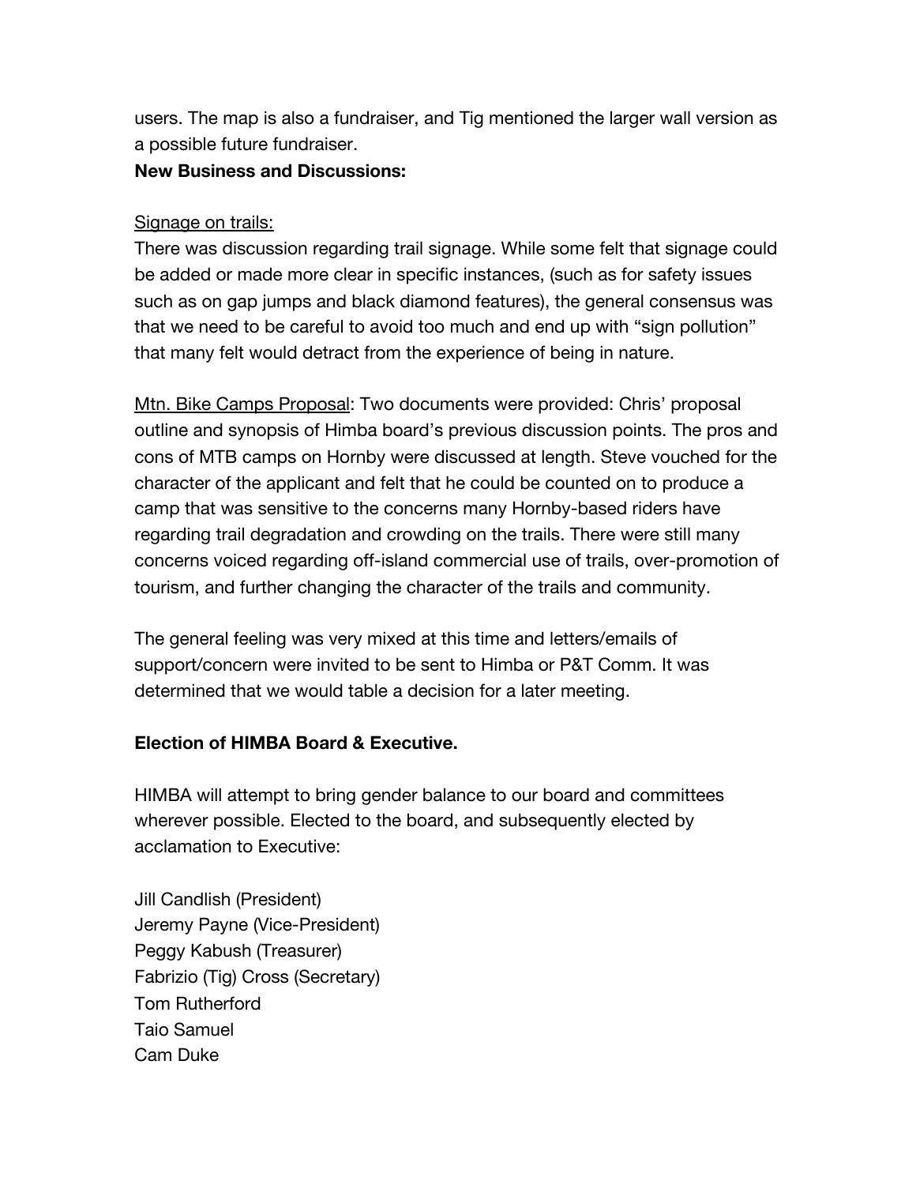users. The map is also a fundraiser, and Tig mentioned the larger wall version as a possible future fundraiser.

**New Business and Discussions:**

Signage on trails:
There was discussion regarding trail signage. While some felt that signage could be added or made more clear in specific instances, (such as for safety issues such as on gap jumps and black diamond features), the general consensus was that we need to be careful to avoid too much and end up with "sign pollution" that many felt would detract from the experience of being in nature.

Mtn. Bike Camps Proposal: Two documents were provided: Chris' proposal outline and synopsis of Himba board's previous discussion points. The pros and cons of MTB camps on Hornby were discussed at length. Steve vouched for the character of the applicant and felt that he could be counted on to produce a camp that was sensitive to the concerns many Hornby-based riders have regarding trail degradation and crowding on the trails. There were still many concerns voiced regarding off-island commercial use of trails, over-promotion of tourism, and further changing the character of the trails and community.

The general feeling was very mixed at this time and letters/emails of support/concern were invited to be sent to Himba or P&T Comm. It was determined that we would table a decision for a later meeting.

**Election of HIMBA Board & Executive.**

HIMBA will attempt to bring gender balance to our board and committees wherever possible. Elected to the board, and subsequently elected by acclamation to Executive:

Jill Candlish (President)
Jeremy Payne (Vice-President)
Peggy Kabush (Treasurer)
Fabrizio (Tig) Cross (Secretary)
Tom Rutherford
Taio Samuel
Cam Duke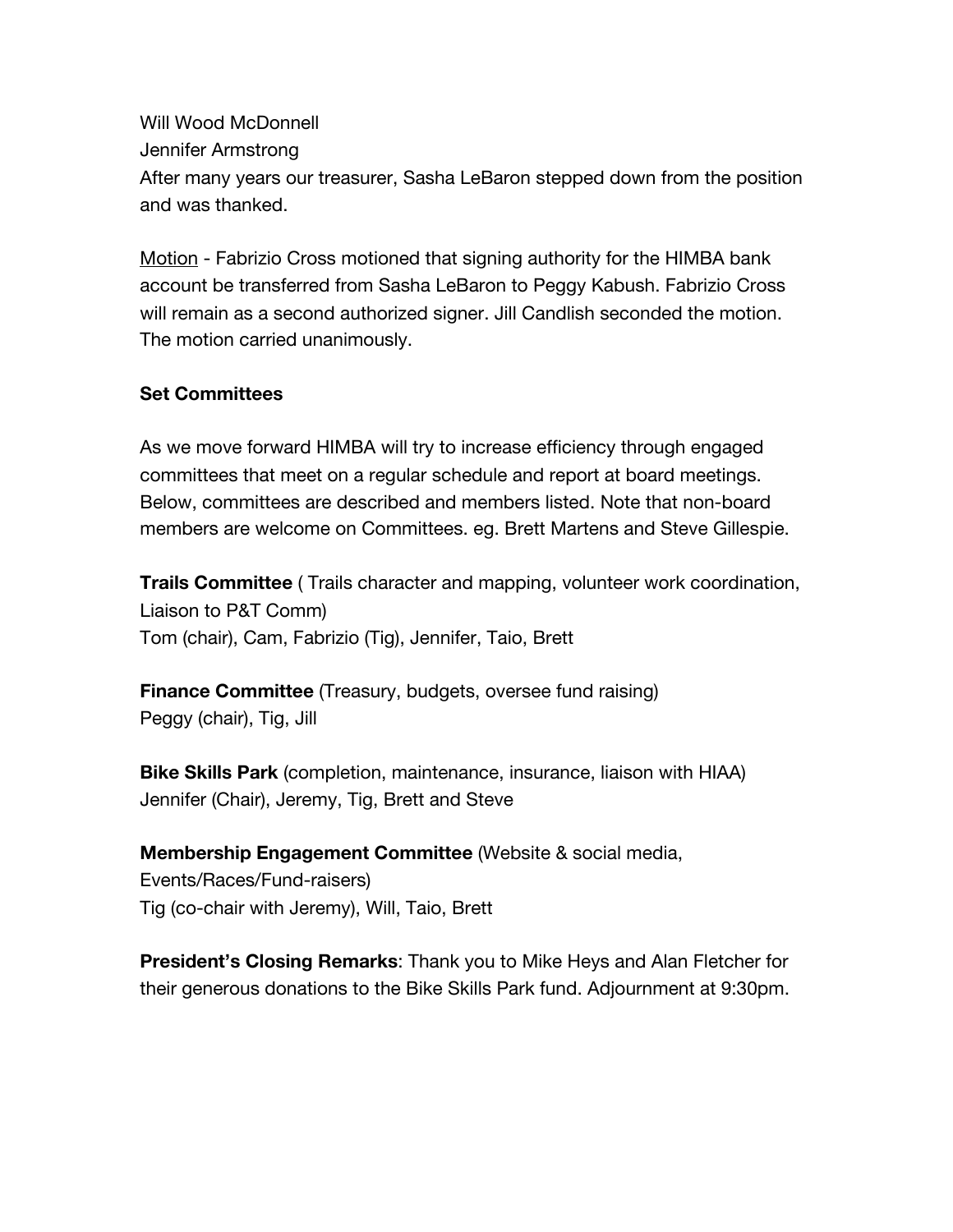Will Wood McDonnell
Jennifer Armstrong
After many years our treasurer, Sasha LeBaron stepped down from the position and was thanked.

Motion - Fabrizio Cross motioned that signing authority for the HIMBA bank account be transferred from Sasha LeBaron to Peggy Kabush. Fabrizio Cross will remain as a second authorized signer. Jill Candlish seconded the motion. The motion carried unanimously.

**Set Committees**

As we move forward HIMBA will try to increase efficiency through engaged committees that meet on a regular schedule and report at board meetings. Below, committees are described and members listed. Note that non-board members are welcome on Committees. eg. Brett Martens and Steve Gillespie.

**Trails Committee** ( Trails character and mapping, volunteer work coordination, Liaison to P&T Comm)
Tom (chair), Cam, Fabrizio (Tig), Jennifer, Taio, Brett

**Finance Committee** (Treasury, budgets, oversee fund raising)
Peggy (chair), Tig, Jill

**Bike Skills Park** (completion, maintenance, insurance, liaison with HIAA)
Jennifer (Chair), Jeremy, Tig, Brett and Steve

**Membership Engagement Committee** (Website & social media, Events/Races/Fund-raisers)
Tig (co-chair with Jeremy), Will, Taio, Brett

**President's Closing Remarks**: Thank you to Mike Heys and Alan Fletcher for their generous donations to the Bike Skills Park fund. Adjournment at 9:30pm.